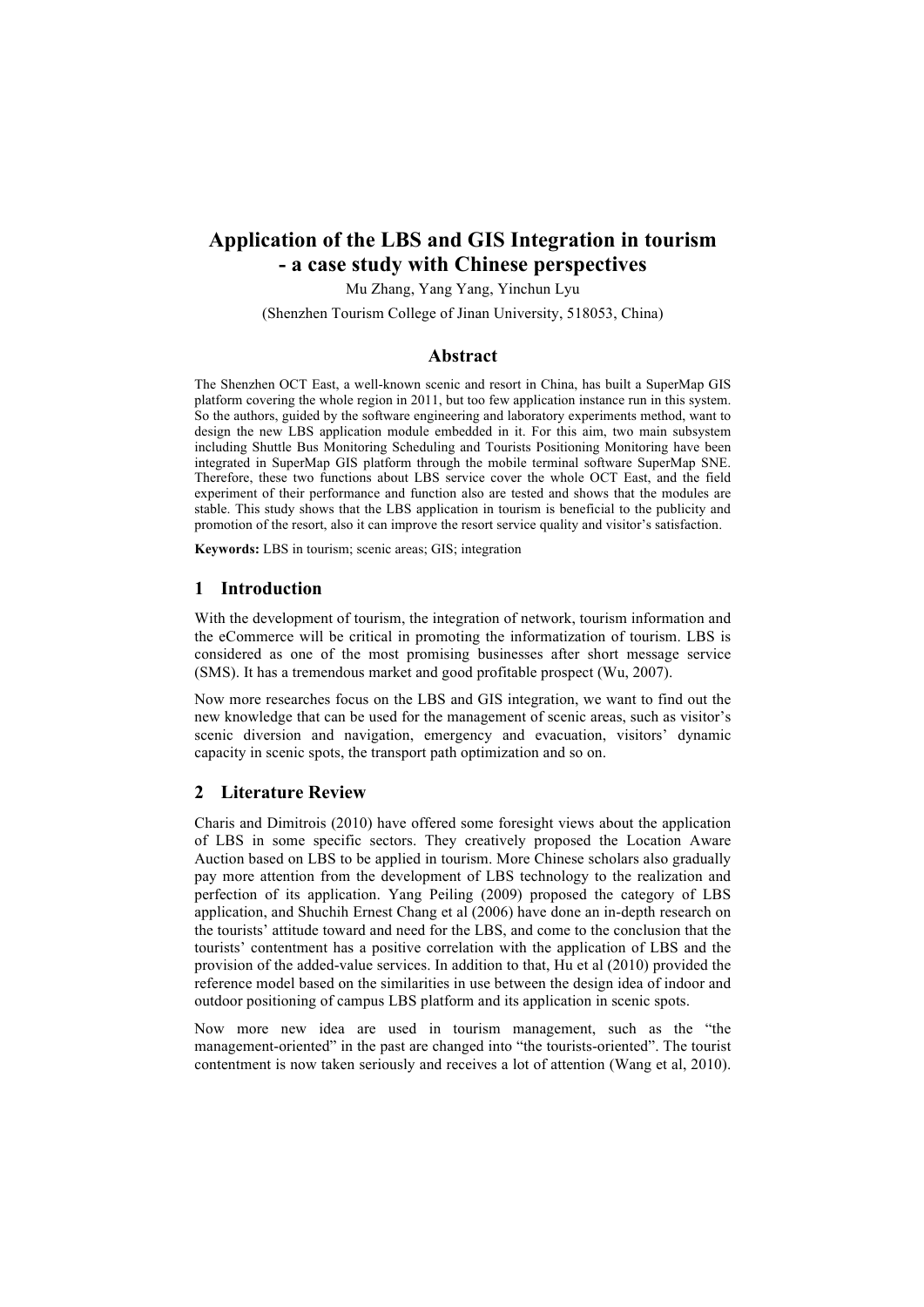# Application of the LBS and GIS Integration in tourism - a case study with Chinese perspectives

Mu Zhang, Yang Yang, Yinchun Lyu

(Shenzhen Tourism College of Jinan University, 518053, China)

## Abstract

The Shenzhen OCT East, a well-known scenic and resort in China, has built a SuperMap GIS platform covering the whole region in 2011, but too few application instance run in this system. So the authors, guided by the software engineering and laboratory experiments method, want to design the new LBS application module embedded in it. For this aim, two main subsystem including Shuttle Bus Monitoring Scheduling and Tourists Positioning Monitoring have been integrated in SuperMap GIS platform through the mobile terminal software SuperMap SNE. Therefore, these two functions about LBS service cover the whole OCT East, and the field experiment of their performance and function also are tested and shows that the modules are stable. This study shows that the LBS application in tourism is beneficial to the publicity and promotion of the resort, also it can improve the resort service quality and visitor's satisfaction.

**Keywords:** LBS in tourism; scenic areas; GIS; integration

## 1 Introduction

With the development of tourism, the integration of network, tourism information and the eCommerce will be critical in promoting the informatization of tourism. LBS is considered as one of the most promising businesses after short message service (SMS). It has a tremendous market and good profitable prospect (Wu, 2007).

Now more researches focus on the LBS and GIS integration, we want to find out the new knowledge that can be used for the management of scenic areas, such as visitor's scenic diversion and navigation, emergency and evacuation, visitors' dynamic capacity in scenic spots, the transport path optimization and so on.

## 2 Literature Review

Charis and Dimitrois (2010) have offered some foresight views about the application of LBS in some specific sectors. They creatively proposed the Location Aware Auction based on LBS to be applied in tourism. More Chinese scholars also gradually pay more attention from the development of LBS technology to the realization and perfection of its application. Yang Peiling (2009) proposed the category of LBS application, and Shuchih Ernest Chang et al (2006) have done an in-depth research on the tourists' attitude toward and need for the LBS, and come to the conclusion that the tourists' contentment has a positive correlation with the application of LBS and the provision of the added-value services. In addition to that, Hu et al (2010) provided the reference model based on the similarities in use between the design idea of indoor and outdoor positioning of campus LBS platform and its application in scenic spots.

Now more new idea are used in tourism management, such as the "the management-oriented" in the past are changed into "the tourists-oriented". The tourist contentment is now taken seriously and receives a lot of attention (Wang et al, 2010).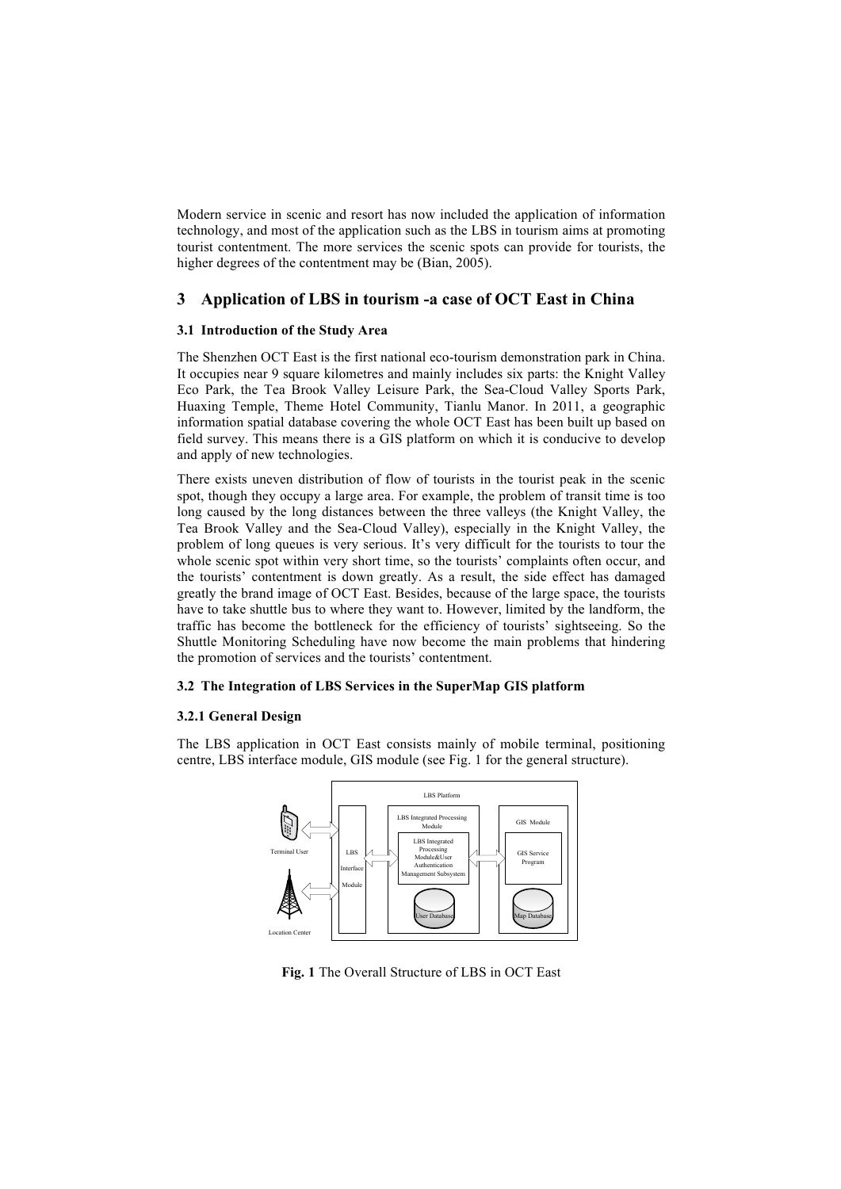Modern service in scenic and resort has now included the application of information technology, and most of the application such as the LBS in tourism aims at promoting tourist contentment. The more services the scenic spots can provide for tourists, the higher degrees of the contentment may be (Bian, 2005).

## 3 Application of LBS in tourism -a case of OCT East in China

### 3.1 Introduction of the Study Area

The Shenzhen OCT East is the first national eco-tourism demonstration park in China. It occupies near 9 square kilometres and mainly includes six parts: the Knight Valley Eco Park, the Tea Brook Valley Leisure Park, the Sea-Cloud Valley Sports Park, Huaxing Temple, Theme Hotel Community, Tianlu Manor. In 2011, a geographic information spatial database covering the whole OCT East has been built up based on field survey. This means there is a GIS platform on which it is conducive to develop and apply of new technologies.

There exists uneven distribution of flow of tourists in the tourist peak in the scenic spot, though they occupy a large area. For example, the problem of transit time is too long caused by the long distances between the three valleys (the Knight Valley, the Tea Brook Valley and the Sea-Cloud Valley), especially in the Knight Valley, the problem of long queues is very serious. It's very difficult for the tourists to tour the whole scenic spot within very short time, so the tourists' complaints often occur, and the tourists' contentment is down greatly. As a result, the side effect has damaged greatly the brand image of OCT East. Besides, because of the large space, the tourists have to take shuttle bus to where they want to. However, limited by the landform, the traffic has become the bottleneck for the efficiency of tourists' sightseeing. So the Shuttle Monitoring Scheduling have now become the main problems that hindering the promotion of services and the tourists' contentment.

### 3.2 The Integration of LBS Services in the SuperMap GIS platform

#### 3.2.1 General Design

The LBS application in OCT East consists mainly of mobile terminal, positioning centre, LBS interface module, GIS module (see Fig. 1 for the general structure).

**Fig. 1** The Overall Structure of LBS in OCT East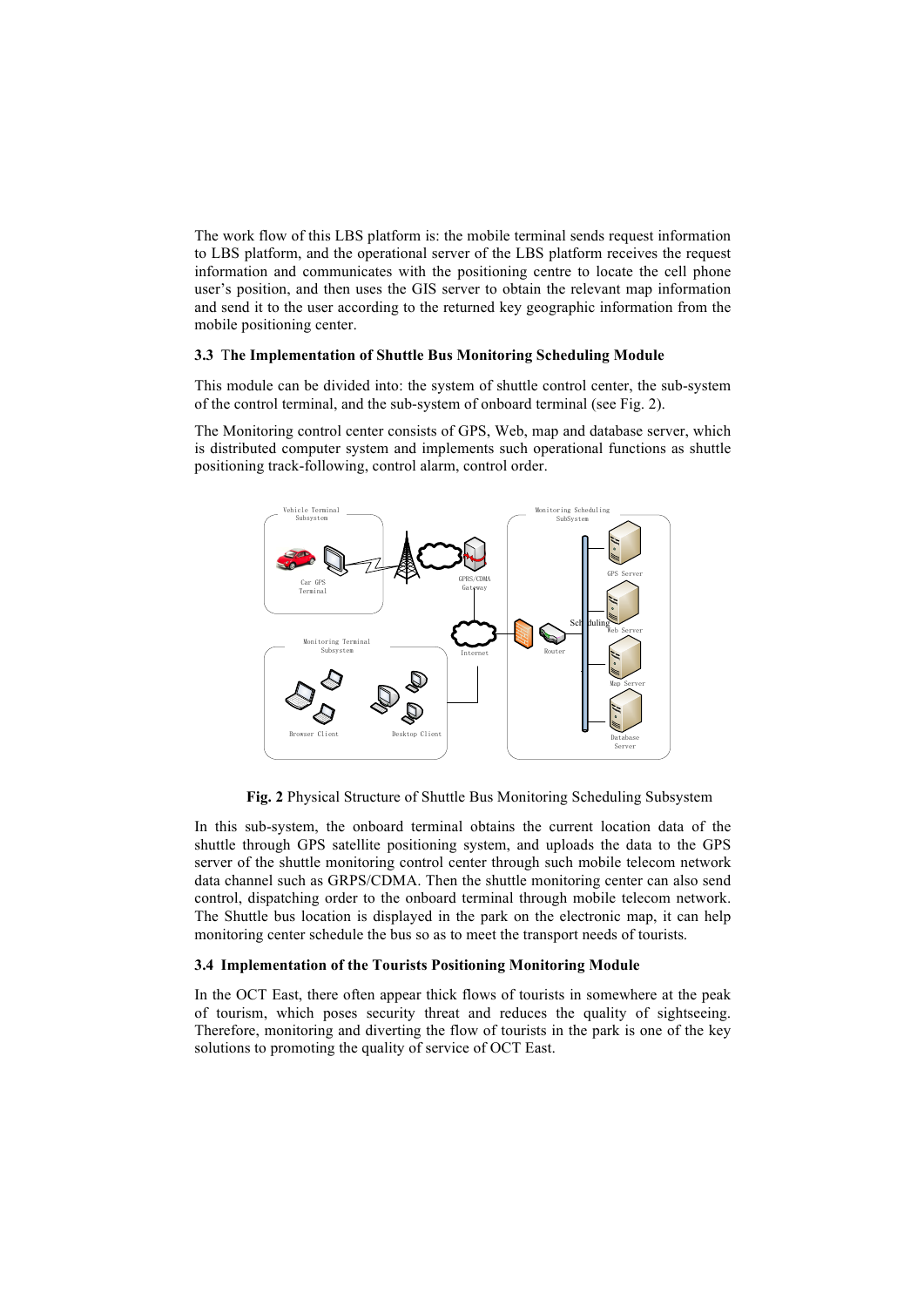The work flow of this LBS platform is: the mobile terminal sends request information to LBS platform, and the operational server of the LBS platform receives the request information and communicates with the positioning centre to locate the cell phone user's position, and then uses the GIS server to obtain the relevant map information and send it to the user according to the returned key geographic information from the mobile positioning center.

### 3.3 The Implementation of Shuttle Bus Monitoring Scheduling Module

This module can be divided into: the system of shuttle control center, the sub-system of the control terminal, and the sub-system of onboard terminal (see Fig. 2).

The Monitoring control center consists of GPS, Web, map and database server, which is distributed computer system and implements such operational functions as shuttle positioning track-following, control alarm, control order.

**Fig. 2** Physical Structure of Shuttle Bus Monitoring Scheduling Subsystem

In this sub-system, the onboard terminal obtains the current location data of the shuttle through GPS satellite positioning system, and uploads the data to the GPS server of the shuttle monitoring control center through such mobile telecom network data channel such as GRPS/CDMA. Then the shuttle monitoring center can also send control, dispatching order to the onboard terminal through mobile telecom network. The Shuttle bus location is displayed in the park on the electronic map, it can help monitoring center schedule the bus so as to meet the transport needs of tourists.

### 3.4 Implementation of the Tourists Positioning Monitoring Module

In the OCT East, there often appear thick flows of tourists in somewhere at the peak of tourism, which poses security threat and reduces the quality of sightseeing. Therefore, monitoring and diverting the flow of tourists in the park is one of the key solutions to promoting the quality of service of OCT East.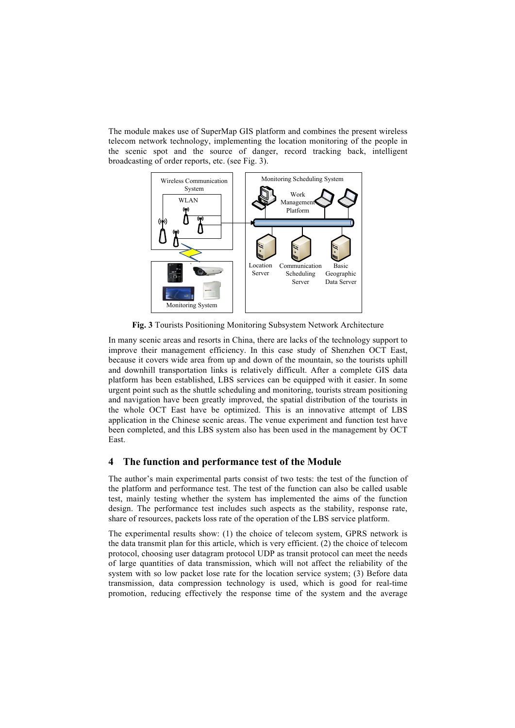The module makes use of SuperMap GIS platform and combines the present wireless telecom network technology, implementing the location monitoring of the people in the scenic spot and the source of danger, record tracking back, intelligent broadcasting of order reports, etc. (see Fig. 3).

**Fig. 3** Tourists Positioning Monitoring Subsystem Network Architecture

In many scenic areas and resorts in China, there are lacks of the technology support to improve their management efficiency. In this case study of Shenzhen OCT East, because it covers wide area from up and down of the mountain, so the tourists uphill and downhill transportation links is relatively difficult. After a complete GIS data platform has been established, LBS services can be equipped with it easier. In some urgent point such as the shuttle scheduling and monitoring, tourists stream positioning and navigation have been greatly improved, the spatial distribution of the tourists in the whole OCT East have be optimized. This is an innovative attempt of LBS application in the Chinese scenic areas. The venue experiment and function test have been completed, and this LBS system also has been used in the management by OCT East.

## 4 The function and performance test of the Module

The author's main experimental parts consist of two tests: the test of the function of the platform and performance test. The test of the function can also be called usable test, mainly testing whether the system has implemented the aims of the function design. The performance test includes such aspects as the stability, response rate, share of resources, packets loss rate of the operation of the LBS service platform.

The experimental results show: (1) the choice of telecom system, GPRS network is the data transmit plan for this article, which is very efficient. (2) the choice of telecom protocol, choosing user datagram protocol UDP as transit protocol can meet the needs of large quantities of data transmission, which will not affect the reliability of the system with so low packet lose rate for the location service system; (3) Before data transmission, data compression technology is used, which is good for real-time promotion, reducing effectively the response time of the system and the average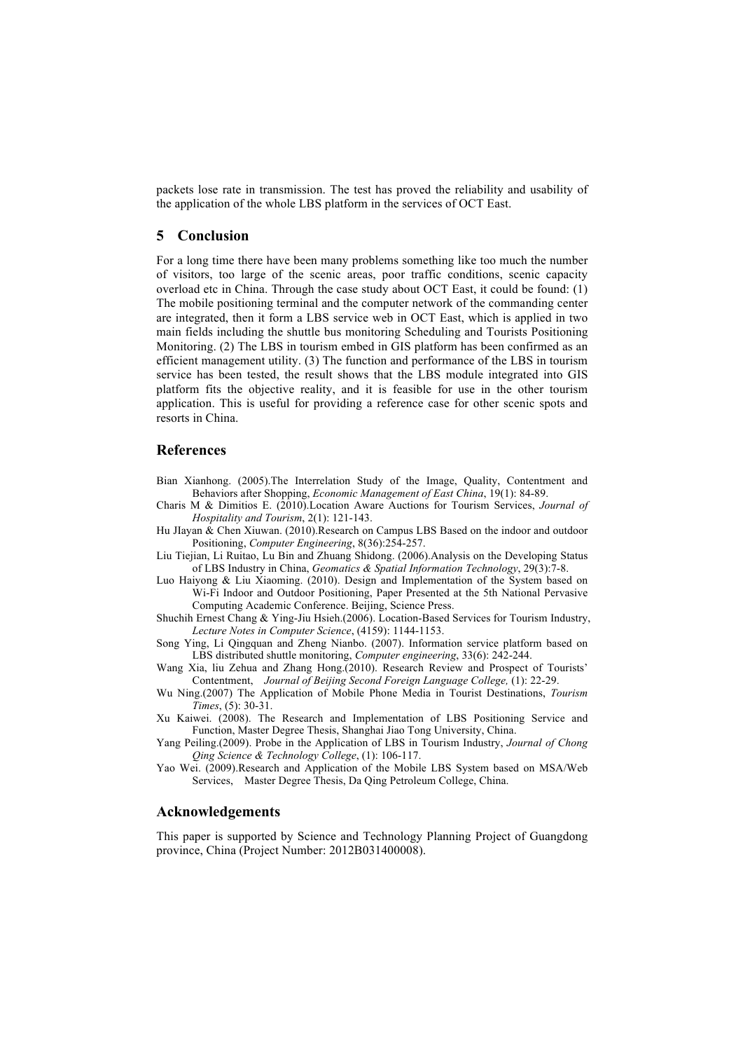packets lose rate in transmission. The test has proved the reliability and usability of the application of the whole LBS platform in the services of OCT East.

## 5 Conclusion

For a long time there have been many problems something like too much the number of visitors, too large of the scenic areas, poor traffic conditions, scenic capacity overload etc in China. Through the case study about OCT East, it could be found: (1) The mobile positioning terminal and the computer network of the commanding center are integrated, then it form a LBS service web in OCT East, which is applied in two main fields including the shuttle bus monitoring Scheduling and Tourists Positioning Monitoring. (2) The LBS in tourism embed in GIS platform has been confirmed as an efficient management utility. (3) The function and performance of the LBS in tourism service has been tested, the result shows that the LBS module integrated into GIS platform fits the objective reality, and it is feasible for use in the other tourism application. This is useful for providing a reference case for other scenic spots and resorts in China.

## References

Bian Xianhong. (2005).The Interrelation Study of the Image, Quality, Contentment and Behaviors after Shopping, *Economic Management of East China*, 19(1): 84-89.

Charis M & Dimitios E. (2010).Location Aware Auctions for Tourism Services, *Journal of Hospitality and Tourism*, 2(1): 121-143.

Hu JIayan & Chen Xiuwan. (2010).Research on Campus LBS Based on the indoor and outdoor Positioning, *Computer Engineering*, 8(36):254-257.

Liu Tiejian, Li Ruitao, Lu Bin and Zhuang Shidong. (2006).Analysis on the Developing Status of LBS Industry in China, *Geomatics & Spatial Information Technology*, 29(3):7-8.

Luo Haiyong & Liu Xiaoming. (2010). Design and Implementation of the System based on Wi-Fi Indoor and Outdoor Positioning, Paper Presented at the 5th National Pervasive Computing Academic Conference. Beijing, Science Press.

Shuchih Ernest Chang & Ying-Jiu Hsieh.(2006). Location-Based Services for Tourism Industry, *Lecture Notes in Computer Science*, (4159): 1144-1153.

Song Ying, Li Qingquan and Zheng Nianbo. (2007). Information service platform based on LBS distributed shuttle monitoring, *Computer engineering*, 33(6): 242-244.

Wang Xia, liu Zehua and Zhang Hong.(2010). Research Review and Prospect of Tourists' Contentment, *Journal of Beijing Second Foreign Language College,* (1): 22-29.

Wu Ning.(2007) The Application of Mobile Phone Media in Tourist Destinations, *Tourism Times*, (5): 30-31.

Xu Kaiwei. (2008). The Research and Implementation of LBS Positioning Service and Function, Master Degree Thesis, Shanghai Jiao Tong University, China.

Yang Peiling.(2009). Probe in the Application of LBS in Tourism Industry, *Journal of Chong Qing Science & Technology College*, (1): 106-117.

Yao Wei. (2009).Research and Application of the Mobile LBS System based on MSA/Web Services, Master Degree Thesis, Da Qing Petroleum College, China.

## Acknowledgements

This paper is supported by Science and Technology Planning Project of Guangdong province, China (Project Number: 2012B031400008).